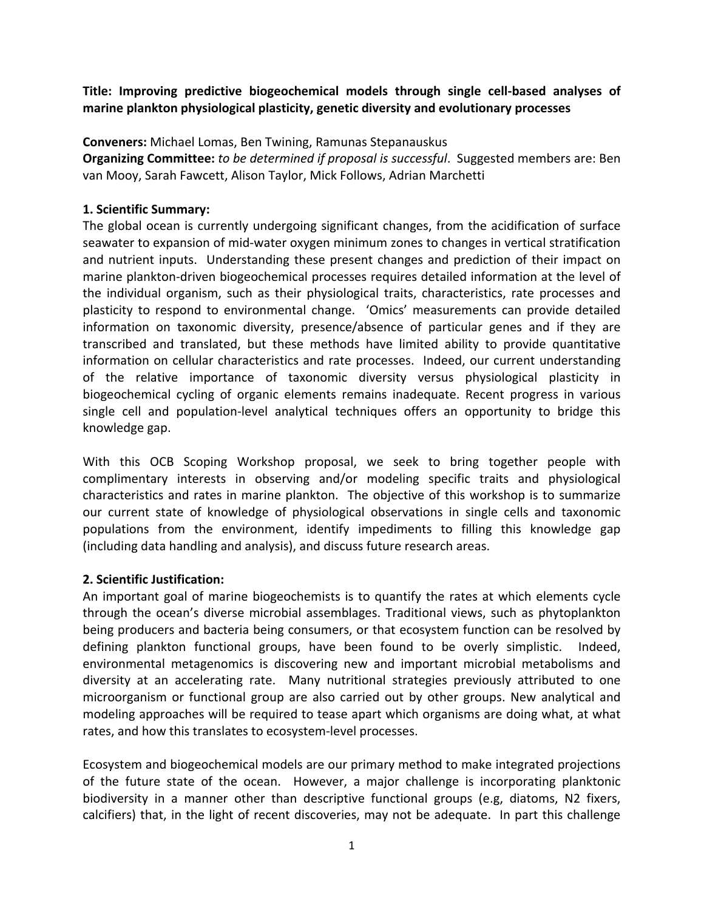**Title: Improving predictive biogeochemical models through single cell-based analyses of marine plankton physiological plasticity, genetic diversity and evolutionary processes**

**Conveners:** Michael Lomas, Ben Twining, Ramunas Stepanauskus
**Organizing Committee:** *to be determined if proposal is successful*. Suggested members are: Ben van Mooy, Sarah Fawcett, Alison Taylor, Mick Follows, Adrian Marchetti

## 1. Scientific Summary:

The global ocean is currently undergoing significant changes, from the acidification of surface seawater to expansion of mid-water oxygen minimum zones to changes in vertical stratification and nutrient inputs. Understanding these present changes and prediction of their impact on marine plankton-driven biogeochemical processes requires detailed information at the level of the individual organism, such as their physiological traits, characteristics, rate processes and plasticity to respond to environmental change. 'Omics' measurements can provide detailed information on taxonomic diversity, presence/absence of particular genes and if they are transcribed and translated, but these methods have limited ability to provide quantitative information on cellular characteristics and rate processes. Indeed, our current understanding of the relative importance of taxonomic diversity versus physiological plasticity in biogeochemical cycling of organic elements remains inadequate. Recent progress in various single cell and population-level analytical techniques offers an opportunity to bridge this knowledge gap.

With this OCB Scoping Workshop proposal, we seek to bring together people with complimentary interests in observing and/or modeling specific traits and physiological characteristics and rates in marine plankton. The objective of this workshop is to summarize our current state of knowledge of physiological observations in single cells and taxonomic populations from the environment, identify impediments to filling this knowledge gap (including data handling and analysis), and discuss future research areas.

## 2. Scientific Justification:

An important goal of marine biogeochemists is to quantify the rates at which elements cycle through the ocean's diverse microbial assemblages. Traditional views, such as phytoplankton being producers and bacteria being consumers, or that ecosystem function can be resolved by defining plankton functional groups, have been found to be overly simplistic. Indeed, environmental metagenomics is discovering new and important microbial metabolisms and diversity at an accelerating rate. Many nutritional strategies previously attributed to one microorganism or functional group are also carried out by other groups. New analytical and modeling approaches will be required to tease apart which organisms are doing what, at what rates, and how this translates to ecosystem-level processes.

Ecosystem and biogeochemical models are our primary method to make integrated projections of the future state of the ocean. However, a major challenge is incorporating planktonic biodiversity in a manner other than descriptive functional groups (e.g, diatoms, N2 fixers, calcifiers) that, in the light of recent discoveries, may not be adequate. In part this challenge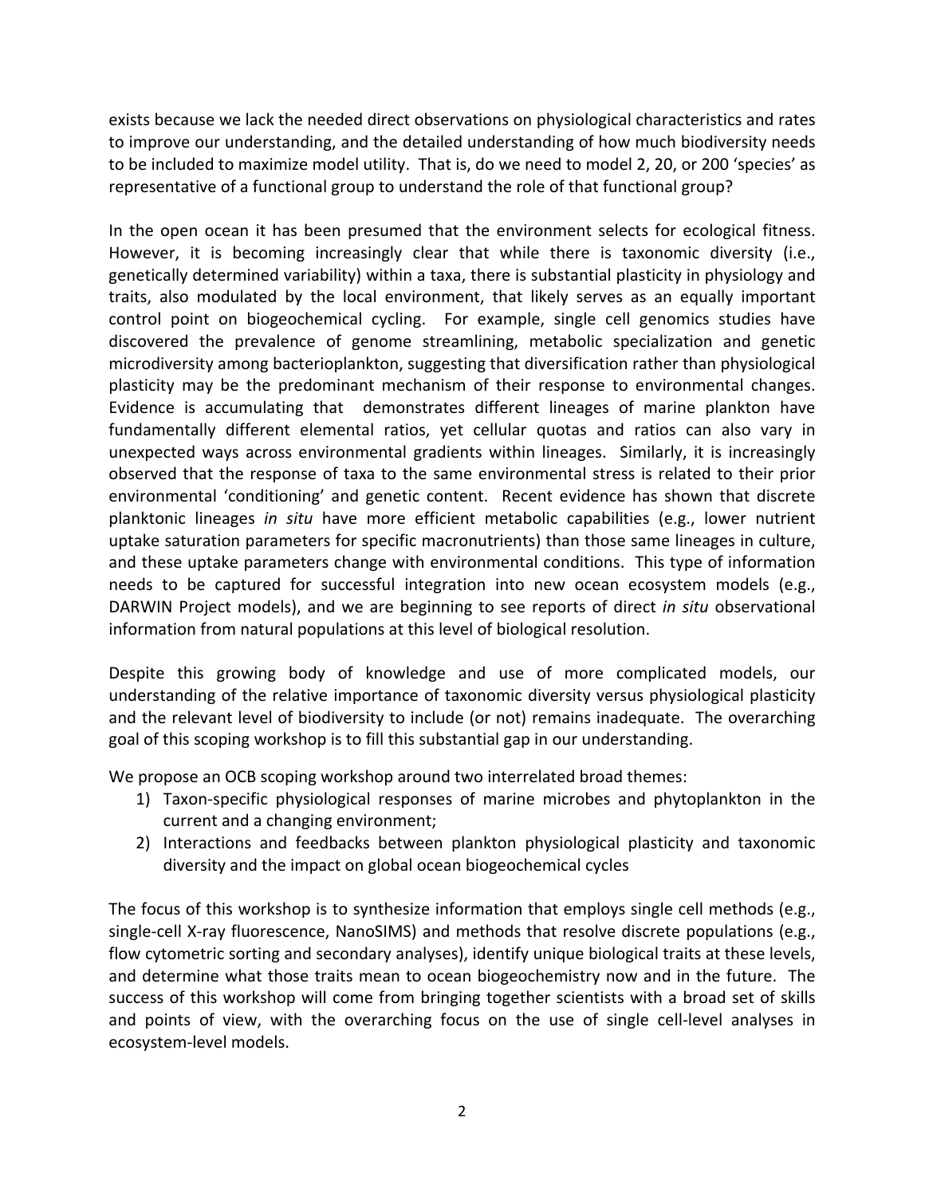exists because we lack the needed direct observations on physiological characteristics and rates to improve our understanding, and the detailed understanding of how much biodiversity needs to be included to maximize model utility. That is, do we need to model 2, 20, or 200 'species' as representative of a functional group to understand the role of that functional group?

In the open ocean it has been presumed that the environment selects for ecological fitness. However, it is becoming increasingly clear that while there is taxonomic diversity (i.e., genetically determined variability) within a taxa, there is substantial plasticity in physiology and traits, also modulated by the local environment, that likely serves as an equally important control point on biogeochemical cycling. For example, single cell genomics studies have discovered the prevalence of genome streamlining, metabolic specialization and genetic microdiversity among bacterioplankton, suggesting that diversification rather than physiological plasticity may be the predominant mechanism of their response to environmental changes. Evidence is accumulating that demonstrates different lineages of marine plankton have fundamentally different elemental ratios, yet cellular quotas and ratios can also vary in unexpected ways across environmental gradients within lineages. Similarly, it is increasingly observed that the response of taxa to the same environmental stress is related to their prior environmental 'conditioning' and genetic content. Recent evidence has shown that discrete planktonic lineages *in situ* have more efficient metabolic capabilities (e.g., lower nutrient uptake saturation parameters for specific macronutrients) than those same lineages in culture, and these uptake parameters change with environmental conditions. This type of information needs to be captured for successful integration into new ocean ecosystem models (e.g., DARWIN Project models), and we are beginning to see reports of direct *in situ* observational information from natural populations at this level of biological resolution.

Despite this growing body of knowledge and use of more complicated models, our understanding of the relative importance of taxonomic diversity versus physiological plasticity and the relevant level of biodiversity to include (or not) remains inadequate. The overarching goal of this scoping workshop is to fill this substantial gap in our understanding.

We propose an OCB scoping workshop around two interrelated broad themes:

1) Taxon-specific physiological responses of marine microbes and phytoplankton in the current and a changing environment;
2) Interactions and feedbacks between plankton physiological plasticity and taxonomic diversity and the impact on global ocean biogeochemical cycles

The focus of this workshop is to synthesize information that employs single cell methods (e.g., single-cell X-ray fluorescence, NanoSIMS) and methods that resolve discrete populations (e.g., flow cytometric sorting and secondary analyses), identify unique biological traits at these levels, and determine what those traits mean to ocean biogeochemistry now and in the future. The success of this workshop will come from bringing together scientists with a broad set of skills and points of view, with the overarching focus on the use of single cell-level analyses in ecosystem-level models.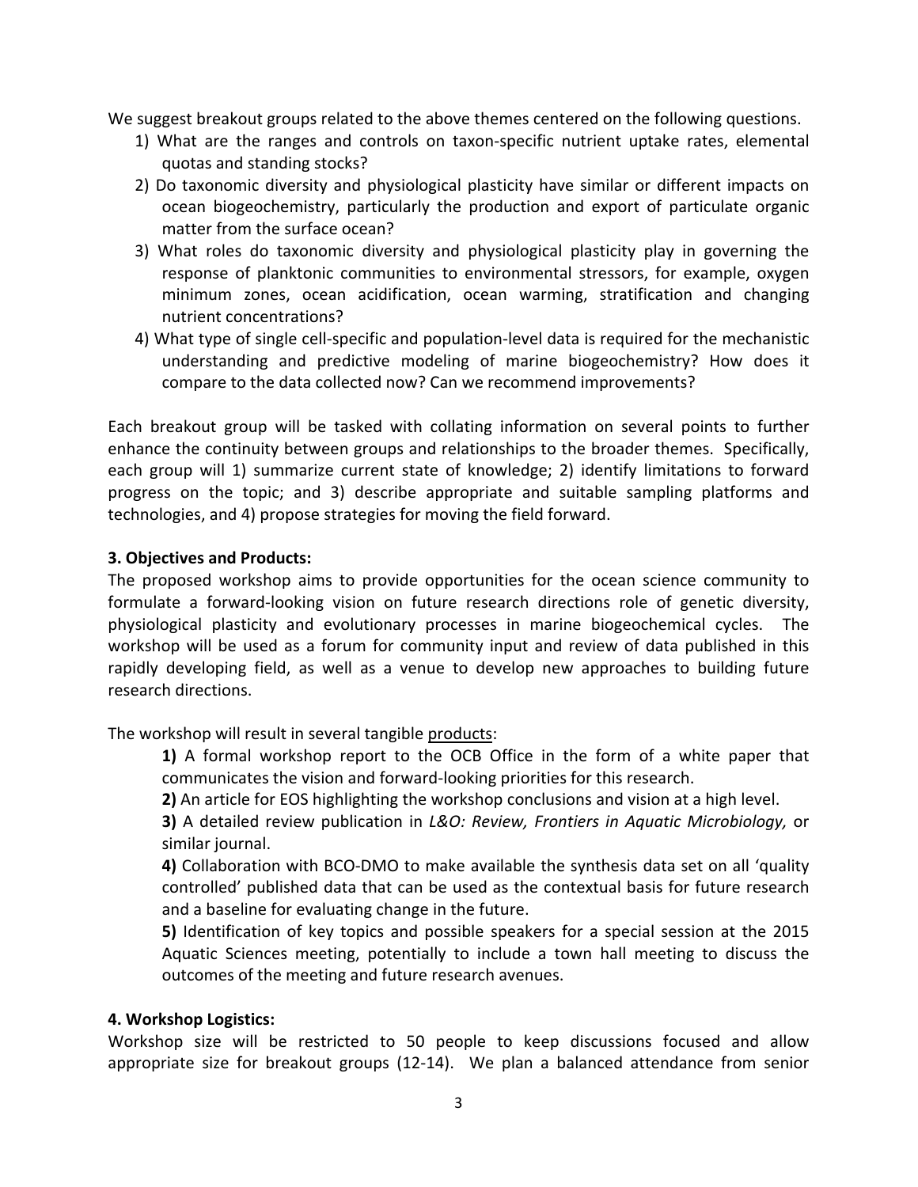We suggest breakout groups related to the above themes centered on the following questions.

1) What are the ranges and controls on taxon-specific nutrient uptake rates, elemental quotas and standing stocks?
2) Do taxonomic diversity and physiological plasticity have similar or different impacts on ocean biogeochemistry, particularly the production and export of particulate organic matter from the surface ocean?
3) What roles do taxonomic diversity and physiological plasticity play in governing the response of planktonic communities to environmental stressors, for example, oxygen minimum zones, ocean acidification, ocean warming, stratification and changing nutrient concentrations?
4) What type of single cell-specific and population-level data is required for the mechanistic understanding and predictive modeling of marine biogeochemistry? How does it compare to the data collected now? Can we recommend improvements?

Each breakout group will be tasked with collating information on several points to further enhance the continuity between groups and relationships to the broader themes. Specifically, each group will 1) summarize current state of knowledge; 2) identify limitations to forward progress on the topic; and 3) describe appropriate and suitable sampling platforms and technologies, and 4) propose strategies for moving the field forward.

**3. Objectives and Products:**

The proposed workshop aims to provide opportunities for the ocean science community to formulate a forward-looking vision on future research directions role of genetic diversity, physiological plasticity and evolutionary processes in marine biogeochemical cycles. The workshop will be used as a forum for community input and review of data published in this rapidly developing field, as well as a venue to develop new approaches to building future research directions.

The workshop will result in several tangible products:

**1)** A formal workshop report to the OCB Office in the form of a white paper that communicates the vision and forward-looking priorities for this research.

**2)** An article for EOS highlighting the workshop conclusions and vision at a high level.

**3)** A detailed review publication in *L&O: Review, Frontiers in Aquatic Microbiology,* or similar journal.

**4)** Collaboration with BCO-DMO to make available the synthesis data set on all 'quality controlled' published data that can be used as the contextual basis for future research and a baseline for evaluating change in the future.

**5)** Identification of key topics and possible speakers for a special session at the 2015 Aquatic Sciences meeting, potentially to include a town hall meeting to discuss the outcomes of the meeting and future research avenues.

**4. Workshop Logistics:**

Workshop size will be restricted to 50 people to keep discussions focused and allow appropriate size for breakout groups (12-14). We plan a balanced attendance from senior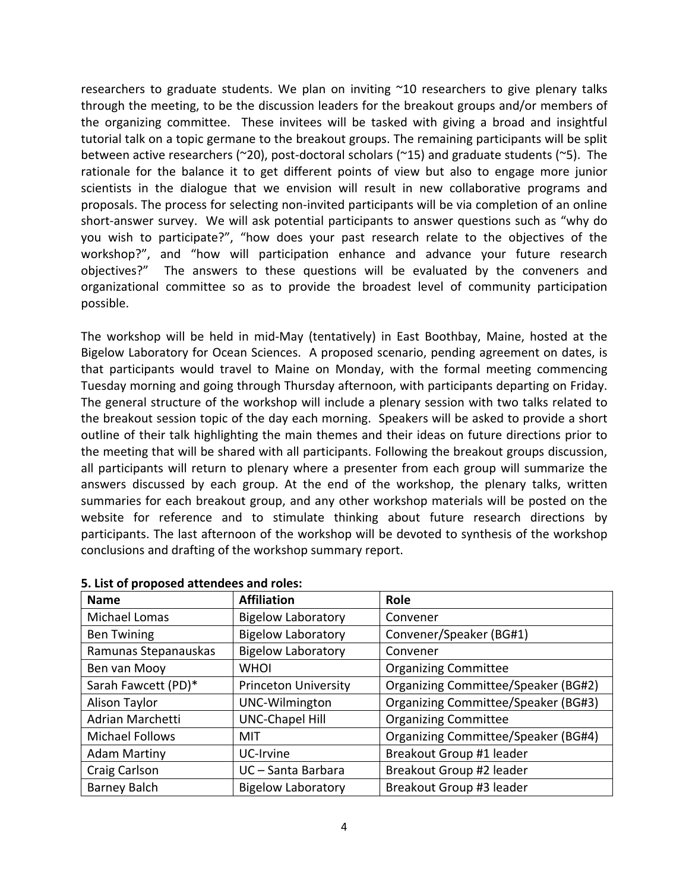researchers to graduate students. We plan on inviting ~10 researchers to give plenary talks through the meeting, to be the discussion leaders for the breakout groups and/or members of the organizing committee. These invitees will be tasked with giving a broad and insightful tutorial talk on a topic germane to the breakout groups. The remaining participants will be split between active researchers (~20), post-doctoral scholars (~15) and graduate students (~5). The rationale for the balance it to get different points of view but also to engage more junior scientists in the dialogue that we envision will result in new collaborative programs and proposals. The process for selecting non-invited participants will be via completion of an online short-answer survey. We will ask potential participants to answer questions such as "why do you wish to participate?", "how does your past research relate to the objectives of the workshop?", and "how will participation enhance and advance your future research objectives?" The answers to these questions will be evaluated by the conveners and organizational committee so as to provide the broadest level of community participation possible.

The workshop will be held in mid-May (tentatively) in East Boothbay, Maine, hosted at the Bigelow Laboratory for Ocean Sciences. A proposed scenario, pending agreement on dates, is that participants would travel to Maine on Monday, with the formal meeting commencing Tuesday morning and going through Thursday afternoon, with participants departing on Friday. The general structure of the workshop will include a plenary session with two talks related to the breakout session topic of the day each morning. Speakers will be asked to provide a short outline of their talk highlighting the main themes and their ideas on future directions prior to the meeting that will be shared with all participants. Following the breakout groups discussion, all participants will return to plenary where a presenter from each group will summarize the answers discussed by each group. At the end of the workshop, the plenary talks, written summaries for each breakout group, and any other workshop materials will be posted on the website for reference and to stimulate thinking about future research directions by participants. The last afternoon of the workshop will be devoted to synthesis of the workshop conclusions and drafting of the workshop summary report.

**5. List of proposed attendees and roles:**

| Name | Affiliation | Role |
|---|---|---|
| Michael Lomas | Bigelow Laboratory | Convener |
| Ben Twining | Bigelow Laboratory | Convener/Speaker (BG#1) |
| Ramunas Stepanauskas | Bigelow Laboratory | Convener |
| Ben van Mooy | WHOI | Organizing Committee |
| Sarah Fawcett (PD)* | Princeton University | Organizing Committee/Speaker (BG#2) |
| Alison Taylor | UNC-Wilmington | Organizing Committee/Speaker (BG#3) |
| Adrian Marchetti | UNC-Chapel Hill | Organizing Committee |
| Michael Follows | MIT | Organizing Committee/Speaker (BG#4) |
| Adam Martiny | UC-Irvine | Breakout Group #1 leader |
| Craig Carlson | UC – Santa Barbara | Breakout Group #2 leader |
| Barney Balch | Bigelow Laboratory | Breakout Group #3 leader |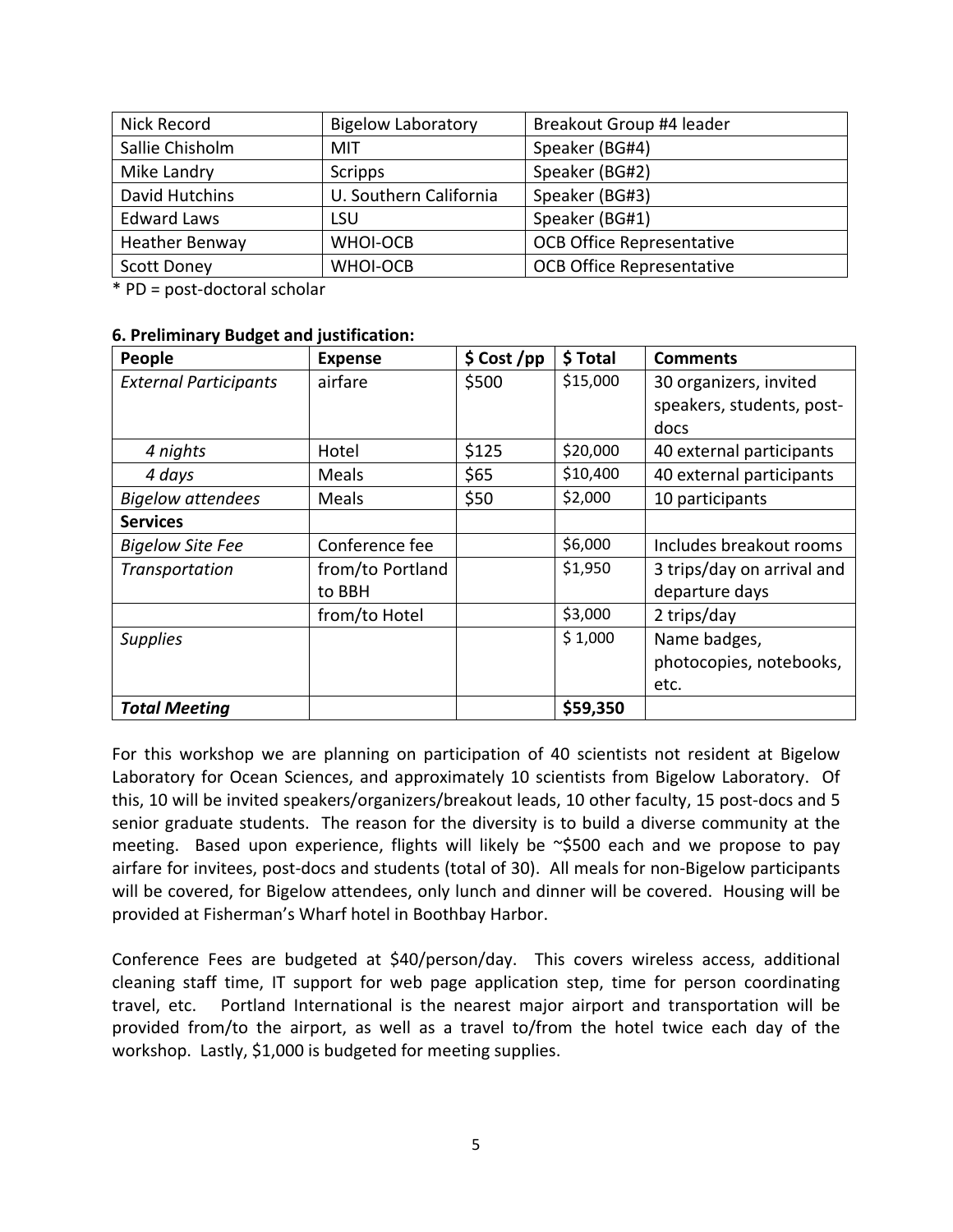| | | |
|---|---|---|
| Nick Record | Bigelow Laboratory | Breakout Group #4 leader |
| Sallie Chisholm | MIT | Speaker (BG#4) |
| Mike Landry | Scripps | Speaker (BG#2) |
| David Hutchins | U. Southern California | Speaker (BG#3) |
| Edward Laws | LSU | Speaker (BG#1) |
| Heather Benway | WHOI-OCB | OCB Office Representative |
| Scott Doney | WHOI-OCB | OCB Office Representative |

* PD = post-doctoral scholar

**6. Preliminary Budget and justification:**

| People | Expense | $ Cost /pp | $ Total | Comments |
|---|---|---|---|---|
| *External Participants* | airfare | $500 | $15,000 | 30 organizers, invited speakers, students, post-docs |
| *4 nights* | Hotel | $125 | $20,000 | 40 external participants |
| *4 days* | Meals | $65 | $10,400 | 40 external participants |
| *Bigelow attendees* | Meals | $50 | $2,000 | 10 participants |
| **Services** | | | | |
| *Bigelow Site Fee* | Conference fee | | $6,000 | Includes breakout rooms |
| *Transportation* | from/to Portland to BBH | | $1,950 | 3 trips/day on arrival and departure days |
| | from/to Hotel | | $3,000 | 2 trips/day |
| *Supplies* | | | $ 1,000 | Name badges, photocopies, notebooks, etc. |
| ***Total Meeting*** | | | **$59,350** | |

For this workshop we are planning on participation of 40 scientists not resident at Bigelow Laboratory for Ocean Sciences, and approximately 10 scientists from Bigelow Laboratory. Of this, 10 will be invited speakers/organizers/breakout leads, 10 other faculty, 15 post-docs and 5 senior graduate students. The reason for the diversity is to build a diverse community at the meeting. Based upon experience, flights will likely be ~$500 each and we propose to pay airfare for invitees, post-docs and students (total of 30). All meals for non-Bigelow participants will be covered, for Bigelow attendees, only lunch and dinner will be covered. Housing will be provided at Fisherman's Wharf hotel in Boothbay Harbor.

Conference Fees are budgeted at $40/person/day. This covers wireless access, additional cleaning staff time, IT support for web page application step, time for person coordinating travel, etc. Portland International is the nearest major airport and transportation will be provided from/to the airport, as well as a travel to/from the hotel twice each day of the workshop. Lastly, $1,000 is budgeted for meeting supplies.